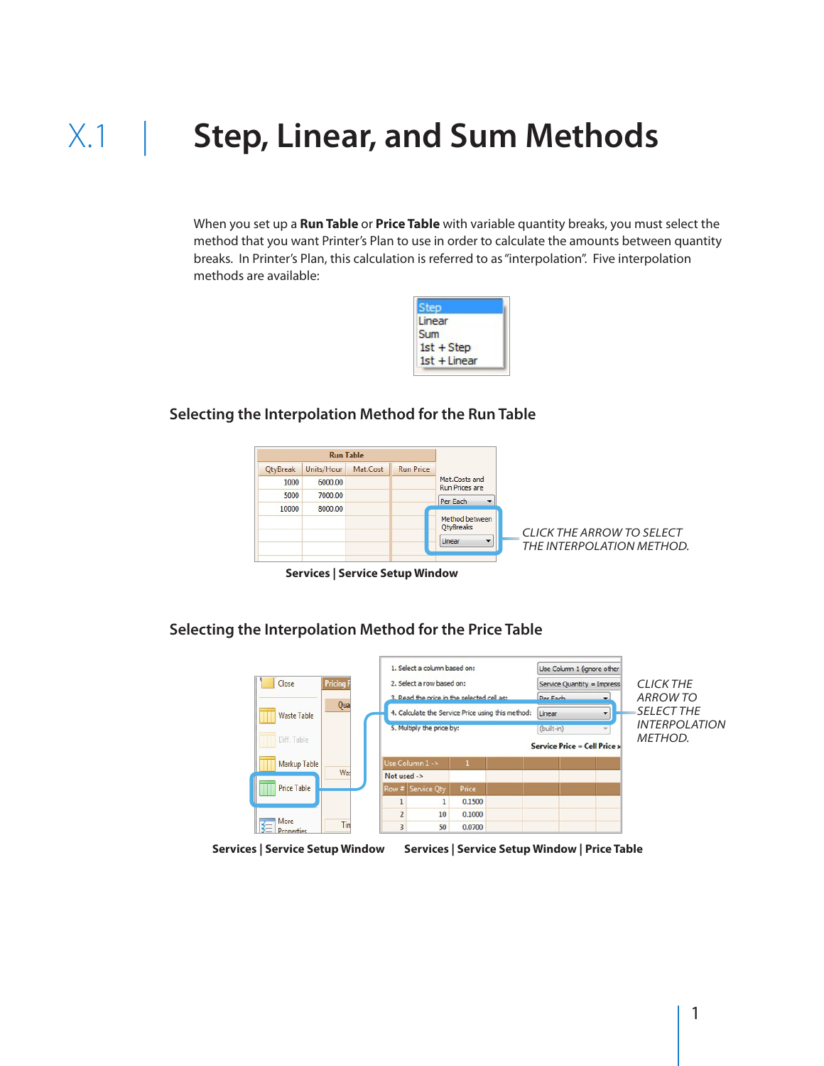# X.1 | Step, Linear, and Sum Methods

When you set up a **Run Table** or **Price Table** with variable quantity breaks, you must select the method that you want Printer's Plan to use in order to calculate the amounts between quantity breaks. In Printer's Plan, this calculation is referred to as "interpolation". Five interpolation methods are available:

- Step
- Linear
- Sum
- 1st + Step
- 1st + Linear

## Selecting the Interpolation Method for the Run Table

*CLICK THE ARROW TO SELECT THE INTERPOLATION METHOD.*

**Services | Service Setup Window**

## Selecting the Interpolation Method for the Price Table

*CLICK THE ARROW TO SELECT THE INTERPOLATION METHOD.*

**Services | Service Setup Window** **Services | Service Setup Window | Price Table**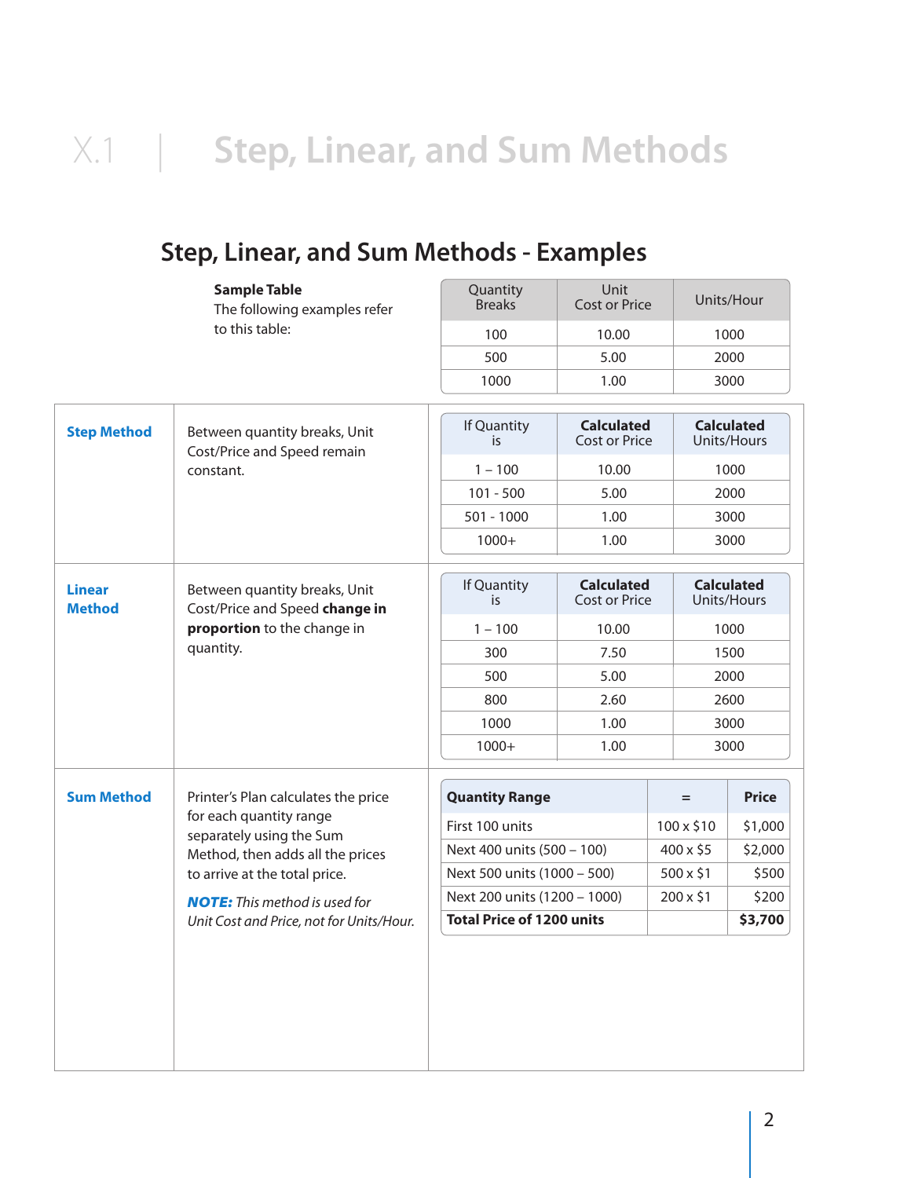# X.1 | Step, Linear, and Sum Methods

## Step, Linear, and Sum Methods - Examples

**Sample Table**
The following examples refer to this table:

| Quantity Breaks | Unit Cost or Price | Units/Hour |
|---|---|---|
| 100 | 10.00 | 1000 |
| 500 | 5.00 | 2000 |
| 1000 | 1.00 | 3000 |

### Step Method

Between quantity breaks, Unit Cost/Price and Speed remain constant.

| If Quantity is | **Calculated** Cost or Price | **Calculated** Units/Hours |
|---|---|---|
| 1 – 100 | 10.00 | 1000 |
| 101 - 500 | 5.00 | 2000 |
| 501 - 1000 | 1.00 | 3000 |
| 1000+ | 1.00 | 3000 |

### Linear Method

Between quantity breaks, Unit Cost/Price and Speed **change in proportion** to the change in quantity.

| If Quantity is | **Calculated** Cost or Price | **Calculated** Units/Hours |
|---|---|---|
| 1 – 100 | 10.00 | 1000 |
| 300 | 7.50 | 1500 |
| 500 | 5.00 | 2000 |
| 800 | 2.60 | 2600 |
| 1000 | 1.00 | 3000 |
| 1000+ | 1.00 | 3000 |

### Sum Method

Printer's Plan calculates the price for each quantity range separately using the Sum Method, then adds all the prices to arrive at the total price.

***NOTE:*** *This method is used for Unit Cost and Price, not for Units/Hour.*

| **Quantity Range** | = | **Price** |
|---|---|---|
| First 100 units | 100 x $10 | $1,000 |
| Next 400 units (500 – 100) | 400 x $5 | $2,000 |
| Next 500 units (1000 – 500) | 500 x $1 | $500 |
| Next 200 units (1200 – 1000) | 200 x $1 | $200 |
| **Total Price of 1200 units** | | **$3,700** |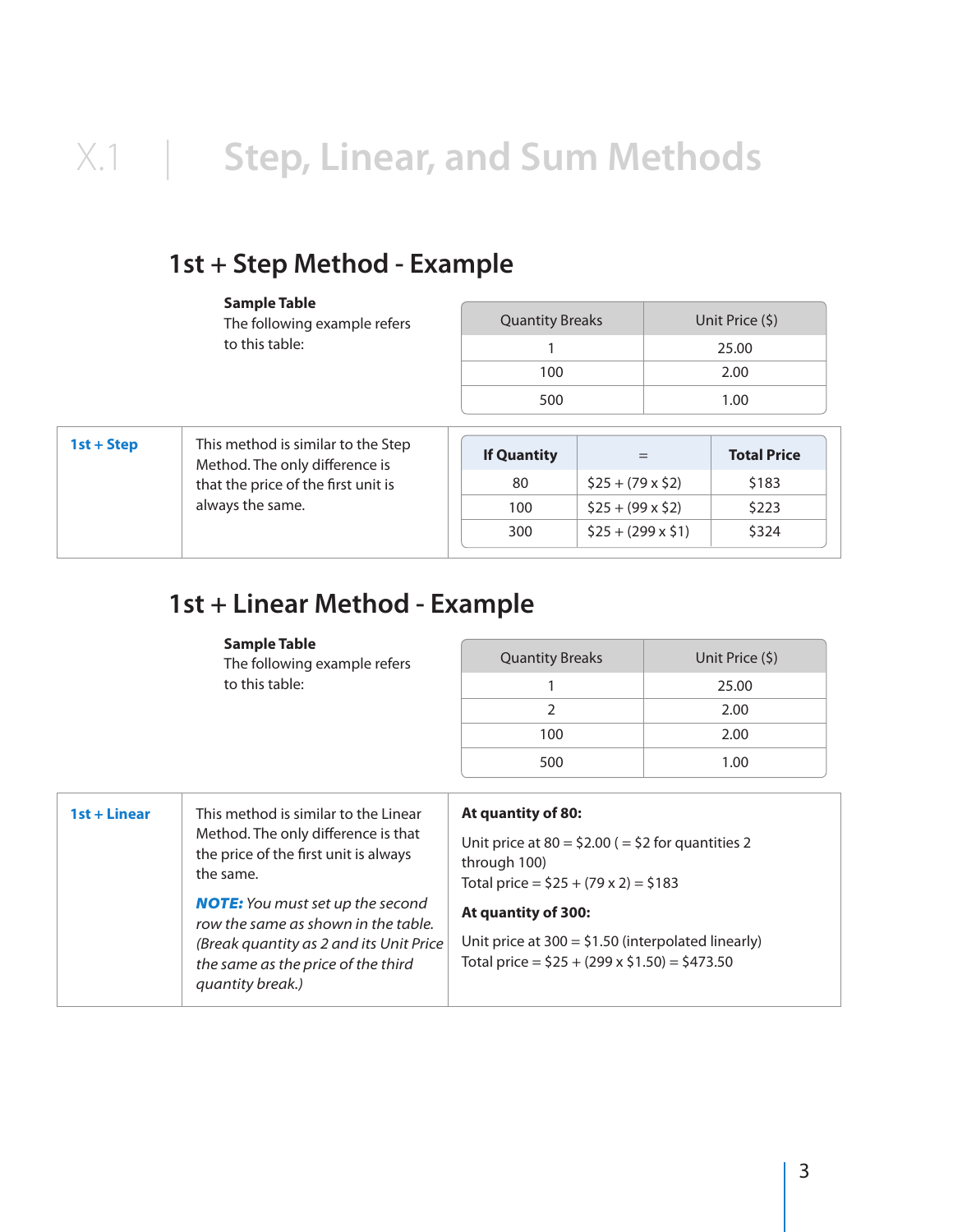# X.1 | Step, Linear, and Sum Methods

## 1st + Step Method - Example

**Sample Table**
The following example refers to this table:

| Quantity Breaks | Unit Price ($) |
|---|---|
| 1 | 25.00 |
| 100 | 2.00 |
| 500 | 1.00 |

| | | |
|---|---|---|
| **1st + Step** | This method is similar to the Step Method. The only difference is that the price of the first unit is always the same. | (see table below) |

| If Quantity | = | Total Price |
|---|---|---|
| 80 | $25 + (79 x $2) | $183 |
| 100 | $25 + (99 x $2) | $223 |
| 300 | $25 + (299 x $1) | $324 |

## 1st + Linear Method - Example

**Sample Table**
The following example refers to this table:

| Quantity Breaks | Unit Price ($) |
|---|---|
| 1 | 25.00 |
| 2 | 2.00 |
| 100 | 2.00 |
| 500 | 1.00 |

**1st + Linear**

This method is similar to the Linear Method. The only difference is that the price of the first unit is always the same.

***NOTE:*** *You must set up the second row the same as shown in the table. (Break quantity as 2 and its Unit Price the same as the price of the third quantity break.)*

**At quantity of 80:**

Unit price at 80 = $2.00 ( = $2 for quantities 2 through 100)
Total price = $25 + (79 x 2) = $183

**At quantity of 300:**

Unit price at 300 = $1.50 (interpolated linearly)
Total price = $25 + (299 x $1.50) = $473.50